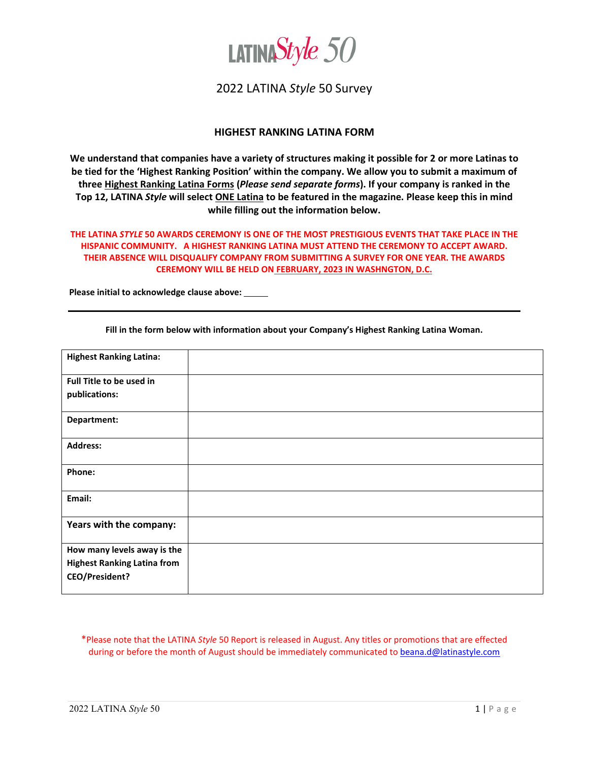# LATINA *Style* 50

2022 LATINA *Style* 50 Survey

## HIGHEST RANKING LATINA FORM

**We understand that companies have a variety of structures making it possible for 2 or more Latinas to be tied for the 'Highest Ranking Position' within the company. We allow you to submit a maximum of three Highest Ranking Latina Forms (*Please send separate forms*). If your company is ranked in the Top 12, LATINA *Style* will select ONE Latina to be featured in the magazine. Please keep this in mind while filling out the information below.**

**THE LATINA *STYLE* 50 AWARDS CEREMONY IS ONE OF THE MOST PRESTIGIOUS EVENTS THAT TAKE PLACE IN THE HISPANIC COMMUNITY. A HIGHEST RANKING LATINA MUST ATTEND THE CEREMONY TO ACCEPT AWARD. THEIR ABSENCE WILL DISQUALIFY COMPANY FROM SUBMITTING A SURVEY FOR ONE YEAR. THE AWARDS CEREMONY WILL BE HELD ON FEBRUARY, 2023 IN WASHNGTON, D.C.**

**Please initial to acknowledge clause above:** _____

---

**Fill in the form below with information about your Company's Highest Ranking Latina Woman.**

| | |
|---|---|
| **Highest Ranking Latina:** | |
| **Full Title to be used in publications:** | |
| **Department:** | |
| **Address:** | |
| **Phone:** | |
| **Email:** | |
| **Years with the company:** | |
| **How many levels away is the Highest Ranking Latina from CEO/President?** | |

*Please note that the LATINA *Style* 50 Report is released in August. Any titles or promotions that are effected during or before the month of August should be immediately communicated to beana.d@latinastyle.com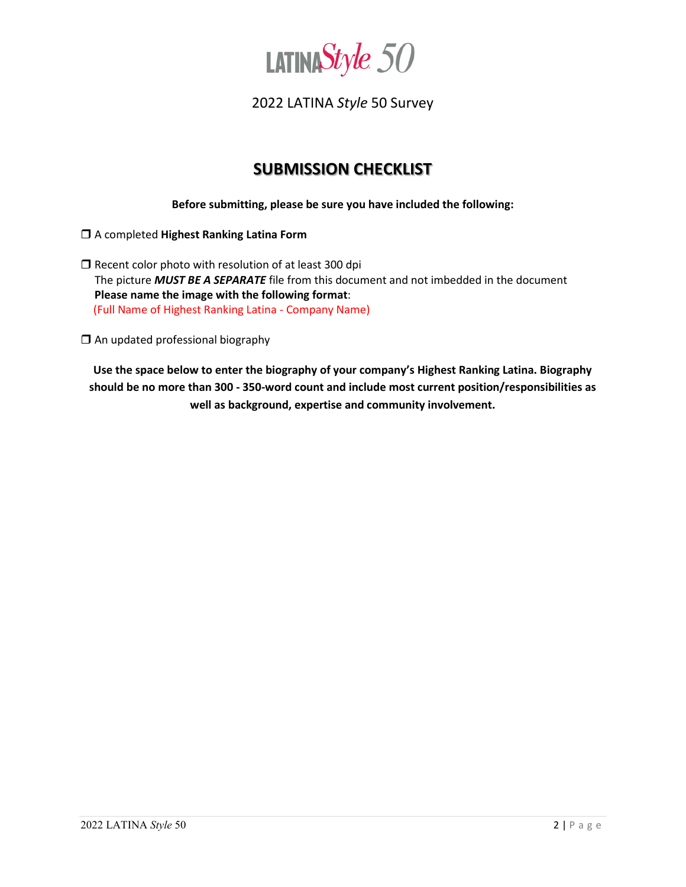LATINA*Style* 50

2022 LATINA *Style* 50 Survey

## SUBMISSION CHECKLIST

**Before submitting, please be sure you have included the following:**

❒ A completed **Highest Ranking Latina Form**

❒ Recent color photo with resolution of at least 300 dpi
The picture ***MUST BE A SEPARATE*** file from this document and not imbedded in the document
**Please name the image with the following format**:
(Full Name of Highest Ranking Latina - Company Name)

❒ An updated professional biography

**Use the space below to enter the biography of your company's Highest Ranking Latina. Biography should be no more than 300 - 350-word count and include most current position/responsibilities as well as background, expertise and community involvement.**